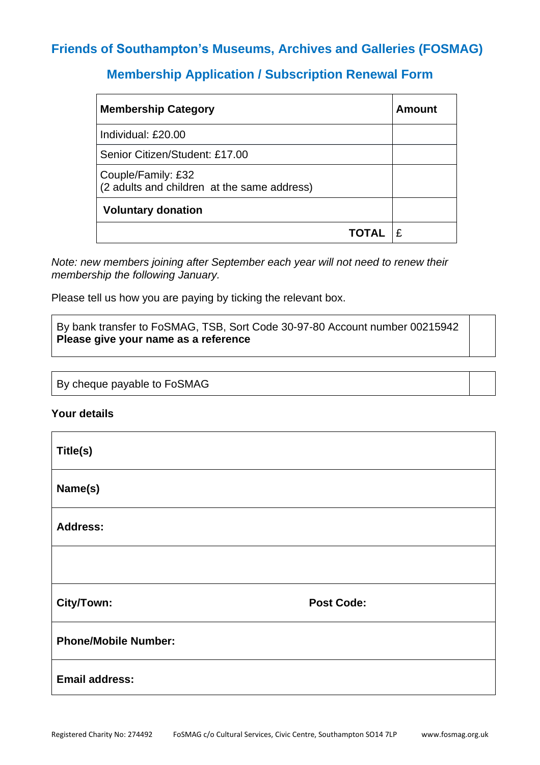## Friends of Southampton's Museums, Archives and Galleries (FOSMAG)

## Membership Application / Subscription Renewal Form

| **Membership Category** | **Amount** |
|---|---|
| Individual: £20.00 | |
| Senior Citizen/Student: £17.00 | |
| Couple/Family: £32<br>(2 adults and children at the same address) | |
| **Voluntary donation** | |
| **TOTAL** | £ |

*Note: new members joining after September each year will not need to renew their membership the following January.*

Please tell us how you are paying by ticking the relevant box.

| | |
|---|---|
| By bank transfer to FoSMAG, TSB, Sort Code 30-97-80 Account number 00215942<br>**Please give your name as a reference** | |
| By cheque payable to FoSMAG | |

**Your details**

| | |
|---|---|
| **Title(s)** | |
| **Name(s)** | |
| **Address:** | |
| | |
| **City/Town:** | **Post Code:** |
| **Phone/Mobile Number:** | |
| **Email address:** | |

Registered Charity No: 274492 FoSMAG c/o Cultural Services, Civic Centre, Southampton SO14 7LP www.fosmag.org.uk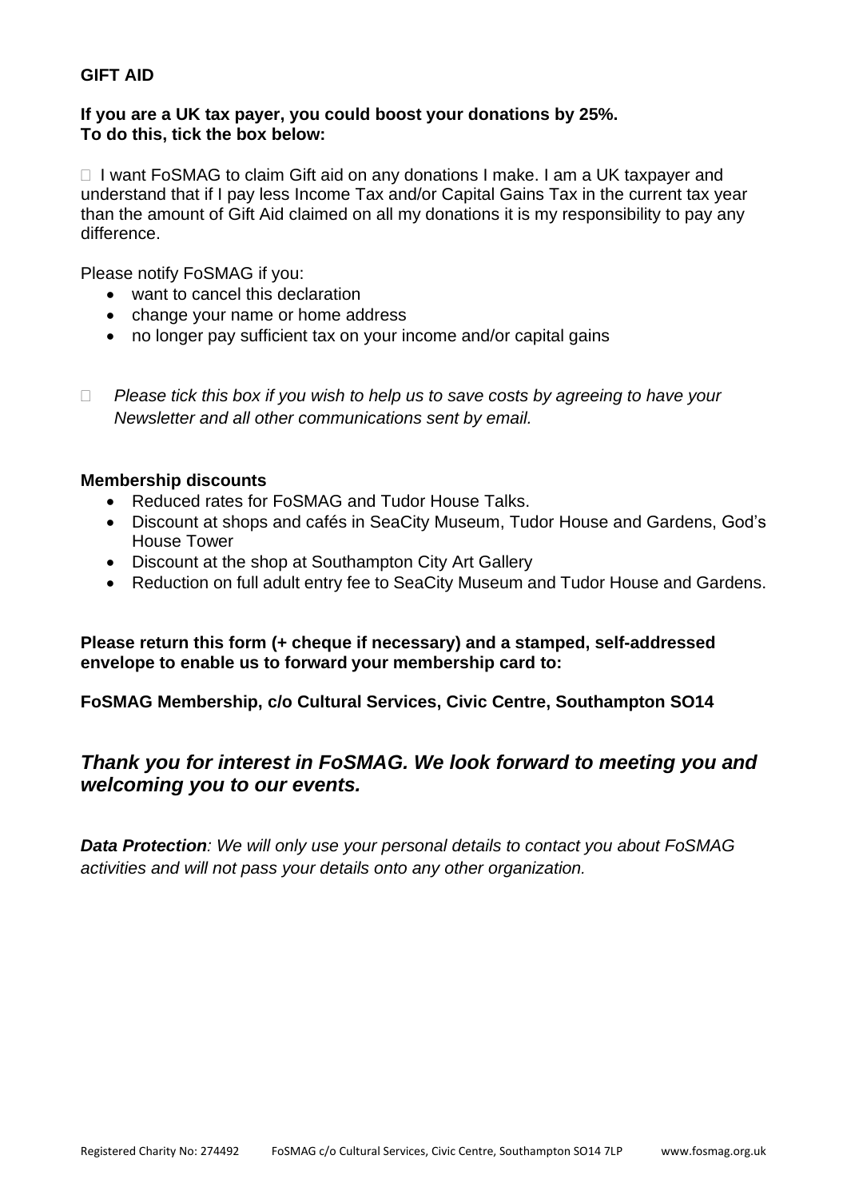**GIFT AID**

**If you are a UK tax payer, you could boost your donations by 25%.
To do this, tick the box below:**

☐ I want FoSMAG to claim Gift aid on any donations I make. I am a UK taxpayer and understand that if I pay less Income Tax and/or Capital Gains Tax in the current tax year than the amount of Gift Aid claimed on all my donations it is my responsibility to pay any difference.

Please notify FoSMAG if you:

- want to cancel this declaration
- change your name or home address
- no longer pay sufficient tax on your income and/or capital gains

☐ *Please tick this box if you wish to help us to save costs by agreeing to have your Newsletter and all other communications sent by email.*

**Membership discounts**

- Reduced rates for FoSMAG and Tudor House Talks.
- Discount at shops and cafés in SeaCity Museum, Tudor House and Gardens, God's House Tower
- Discount at the shop at Southampton City Art Gallery
- Reduction on full adult entry fee to SeaCity Museum and Tudor House and Gardens.

**Please return this form (+ cheque if necessary) and a stamped, self-addressed envelope to enable us to forward your membership card to:**

**FoSMAG Membership, c/o Cultural Services, Civic Centre, Southampton SO14**

## *Thank you for interest in FoSMAG. We look forward to meeting you and welcoming you to our events.*

***Data Protection**: We will only use your personal details to contact you about FoSMAG activities and will not pass your details onto any other organization.*

Registered Charity No: 274492 FoSMAG c/o Cultural Services, Civic Centre, Southampton SO14 7LP www.fosmag.org.uk